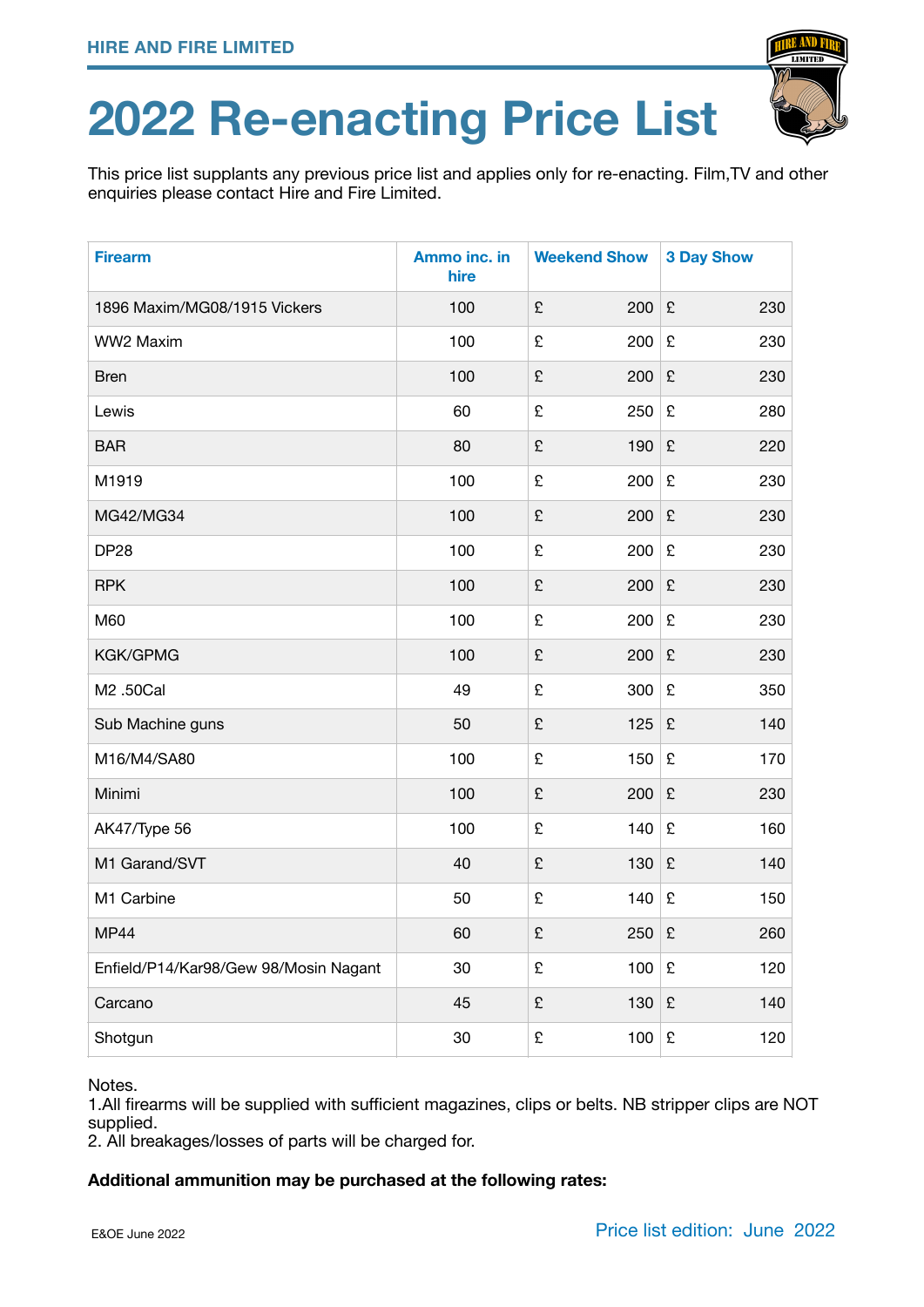HIRE AND FIRE LIMITED

# 2022 Re-enacting Price List

This price list supplants any previous price list and applies only for re-enacting. Film,TV and other enquiries please contact Hire and Fire Limited.

| Firearm | Ammo inc. in hire | Weekend Show | 3 Day Show |
|---|---|---|---|
| 1896 Maxim/MG08/1915 Vickers | 100 | £ 200 | £ 230 |
| WW2 Maxim | 100 | £ 200 | £ 230 |
| Bren | 100 | £ 200 | £ 230 |
| Lewis | 60 | £ 250 | £ 280 |
| BAR | 80 | £ 190 | £ 220 |
| M1919 | 100 | £ 200 | £ 230 |
| MG42/MG34 | 100 | £ 200 | £ 230 |
| DP28 | 100 | £ 200 | £ 230 |
| RPK | 100 | £ 200 | £ 230 |
| M60 | 100 | £ 200 | £ 230 |
| KGK/GPMG | 100 | £ 200 | £ 230 |
| M2 .50Cal | 49 | £ 300 | £ 350 |
| Sub Machine guns | 50 | £ 125 | £ 140 |
| M16/M4/SA80 | 100 | £ 150 | £ 170 |
| Minimi | 100 | £ 200 | £ 230 |
| AK47/Type 56 | 100 | £ 140 | £ 160 |
| M1 Garand/SVT | 40 | £ 130 | £ 140 |
| M1 Carbine | 50 | £ 140 | £ 150 |
| MP44 | 60 | £ 250 | £ 260 |
| Enfield/P14/Kar98/Gew 98/Mosin Nagant | 30 | £ 100 | £ 120 |
| Carcano | 45 | £ 130 | £ 140 |
| Shotgun | 30 | £ 100 | £ 120 |

Notes.
1.All firearms will be supplied with sufficient magazines, clips or belts. NB stripper clips are NOT supplied.
2. All breakages/losses of parts will be charged for.

**Additional ammunition may be purchased at the following rates:**

E&OE June 2022

Price list edition: June 2022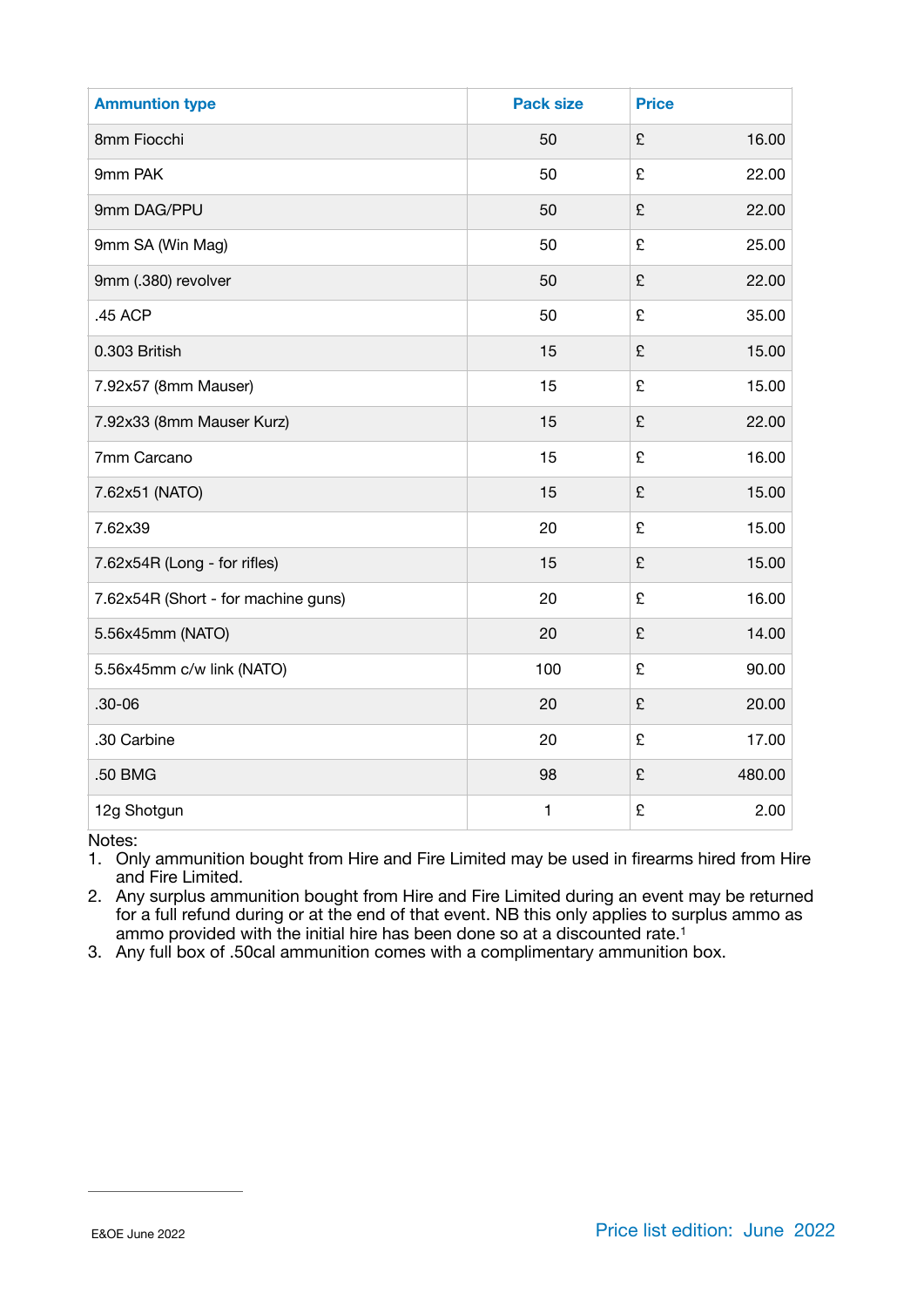| Ammuntion type | Pack size | Price | |
|---|---|---|---|
| 8mm Fiocchi | 50 | £ | 16.00 |
| 9mm PAK | 50 | £ | 22.00 |
| 9mm DAG/PPU | 50 | £ | 22.00 |
| 9mm SA (Win Mag) | 50 | £ | 25.00 |
| 9mm (.380) revolver | 50 | £ | 22.00 |
| .45 ACP | 50 | £ | 35.00 |
| 0.303 British | 15 | £ | 15.00 |
| 7.92x57 (8mm Mauser) | 15 | £ | 15.00 |
| 7.92x33 (8mm Mauser Kurz) | 15 | £ | 22.00 |
| 7mm Carcano | 15 | £ | 16.00 |
| 7.62x51 (NATO) | 15 | £ | 15.00 |
| 7.62x39 | 20 | £ | 15.00 |
| 7.62x54R (Long - for rifles) | 15 | £ | 15.00 |
| 7.62x54R (Short - for machine guns) | 20 | £ | 16.00 |
| 5.56x45mm (NATO) | 20 | £ | 14.00 |
| 5.56x45mm c/w link (NATO) | 100 | £ | 90.00 |
| .30-06 | 20 | £ | 20.00 |
| .30 Carbine | 20 | £ | 17.00 |
| .50 BMG | 98 | £ | 480.00 |
| 12g Shotgun | 1 | £ | 2.00 |

Notes:

1. Only ammunition bought from Hire and Fire Limited may be used in firearms hired from Hire and Fire Limited.
2. Any surplus ammunition bought from Hire and Fire Limited during an event may be returned for a full refund during or at the end of that event. NB this only applies to surplus ammo as ammo provided with the initial hire has been done so at a discounted rate.[1]
3. Any full box of .50cal ammunition comes with a complimentary ammunition box.

E&OE June 2022

Price list edition: June 2022